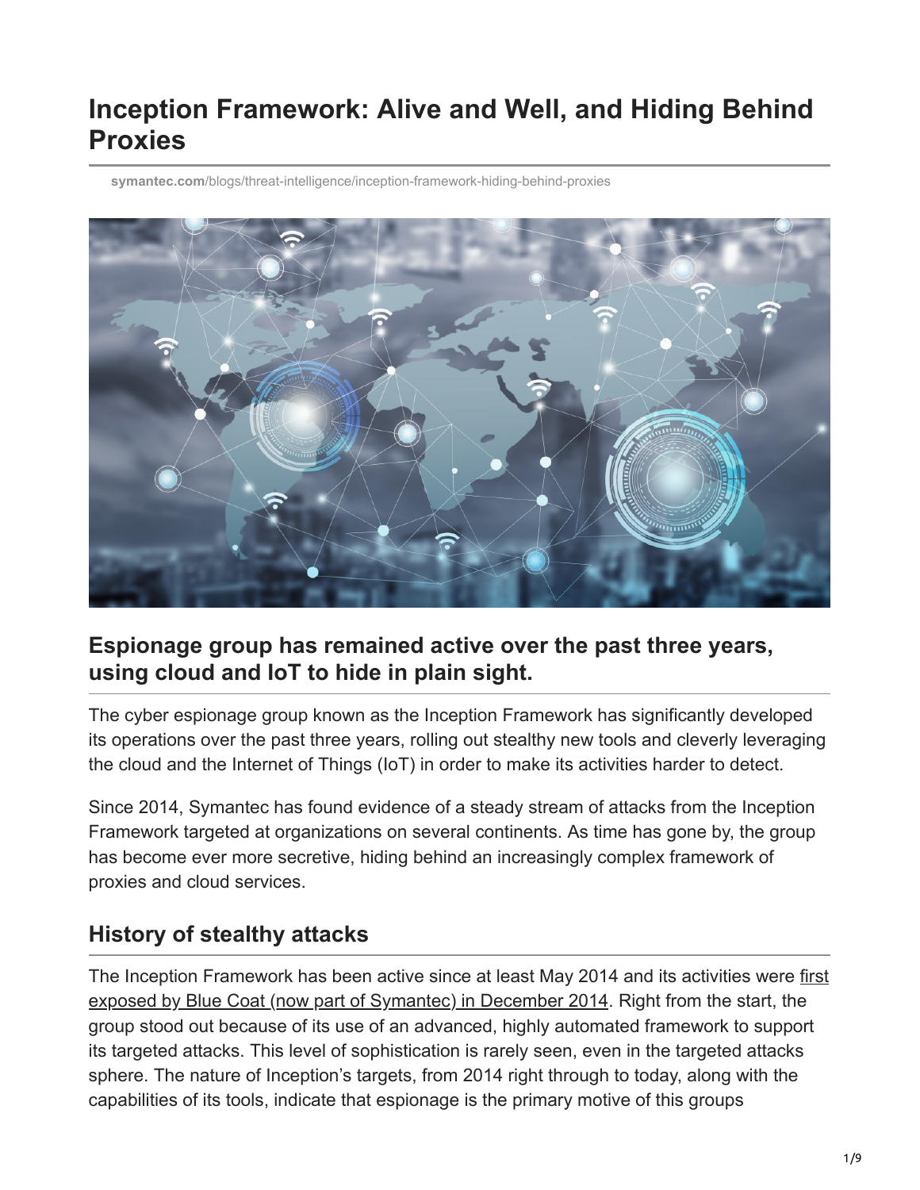# Inception Framework: Alive and Well, and Hiding Behind Proxies

symantec.com/blogs/threat-intelligence/inception-framework-hiding-behind-proxies

### Espionage group has remained active over the past three years, using cloud and IoT to hide in plain sight.

The cyber espionage group known as the Inception Framework has significantly developed its operations over the past three years, rolling out stealthy new tools and cleverly leveraging the cloud and the Internet of Things (IoT) in order to make its activities harder to detect.

Since 2014, Symantec has found evidence of a steady stream of attacks from the Inception Framework targeted at organizations on several continents. As time has gone by, the group has become ever more secretive, hiding behind an increasingly complex framework of proxies and cloud services.

## History of stealthy attacks

The Inception Framework has been active since at least May 2014 and its activities were first exposed by Blue Coat (now part of Symantec) in December 2014. Right from the start, the group stood out because of its use of an advanced, highly automated framework to support its targeted attacks. This level of sophistication is rarely seen, even in the targeted attacks sphere. The nature of Inception's targets, from 2014 right through to today, along with the capabilities of its tools, indicate that espionage is the primary motive of this groups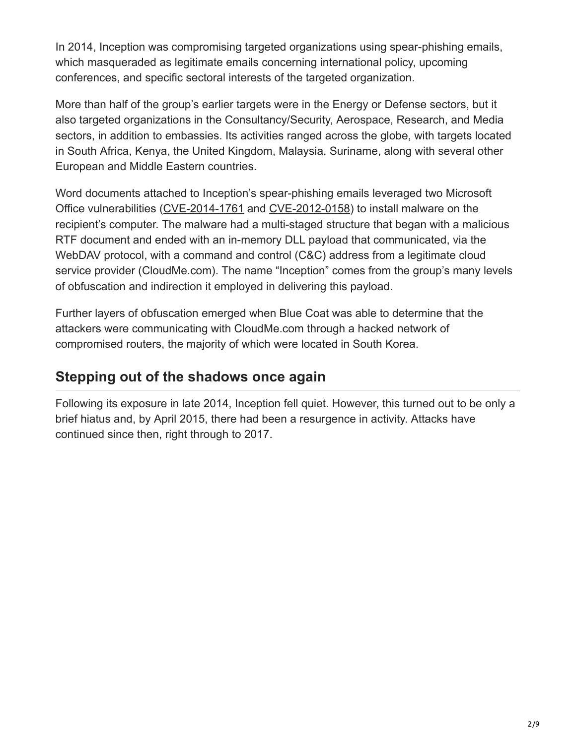In 2014, Inception was compromising targeted organizations using spear-phishing emails, which masqueraded as legitimate emails concerning international policy, upcoming conferences, and specific sectoral interests of the targeted organization.

More than half of the group's earlier targets were in the Energy or Defense sectors, but it also targeted organizations in the Consultancy/Security, Aerospace, Research, and Media sectors, in addition to embassies. Its activities ranged across the globe, with targets located in South Africa, Kenya, the United Kingdom, Malaysia, Suriname, along with several other European and Middle Eastern countries.

Word documents attached to Inception's spear-phishing emails leveraged two Microsoft Office vulnerabilities (CVE-2014-1761 and CVE-2012-0158) to install malware on the recipient's computer. The malware had a multi-staged structure that began with a malicious RTF document and ended with an in-memory DLL payload that communicated, via the WebDAV protocol, with a command and control (C&C) address from a legitimate cloud service provider (CloudMe.com). The name "Inception" comes from the group's many levels of obfuscation and indirection it employed in delivering this payload.

Further layers of obfuscation emerged when Blue Coat was able to determine that the attackers were communicating with CloudMe.com through a hacked network of compromised routers, the majority of which were located in South Korea.

## Stepping out of the shadows once again

Following its exposure in late 2014, Inception fell quiet. However, this turned out to be only a brief hiatus and, by April 2015, there had been a resurgence in activity. Attacks have continued since then, right through to 2017.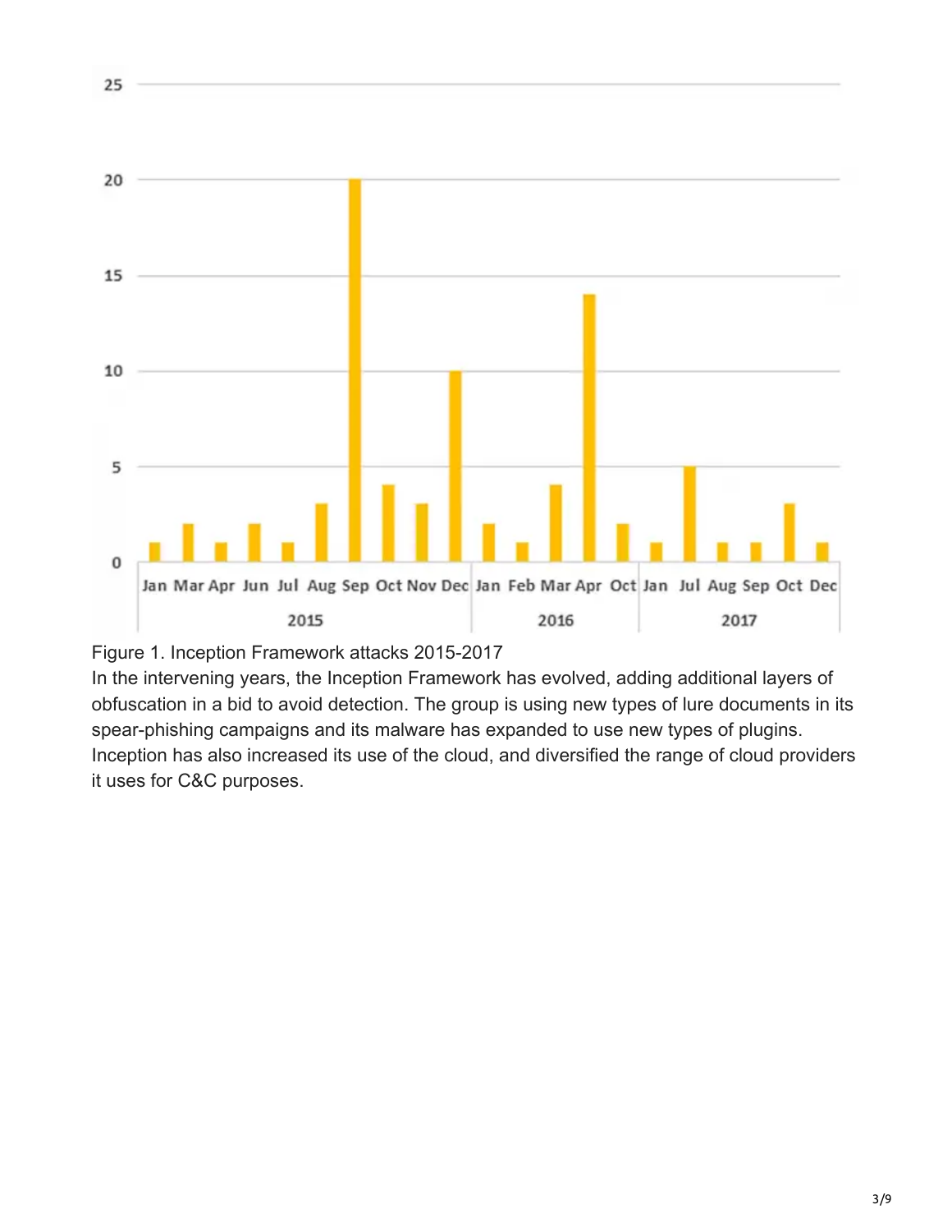Figure 1. Inception Framework attacks 2015-2017

In the intervening years, the Inception Framework has evolved, adding additional layers of obfuscation in a bid to avoid detection. The group is using new types of lure documents in its spear-phishing campaigns and its malware has expanded to use new types of plugins. Inception has also increased its use of the cloud, and diversified the range of cloud providers it uses for C&C purposes.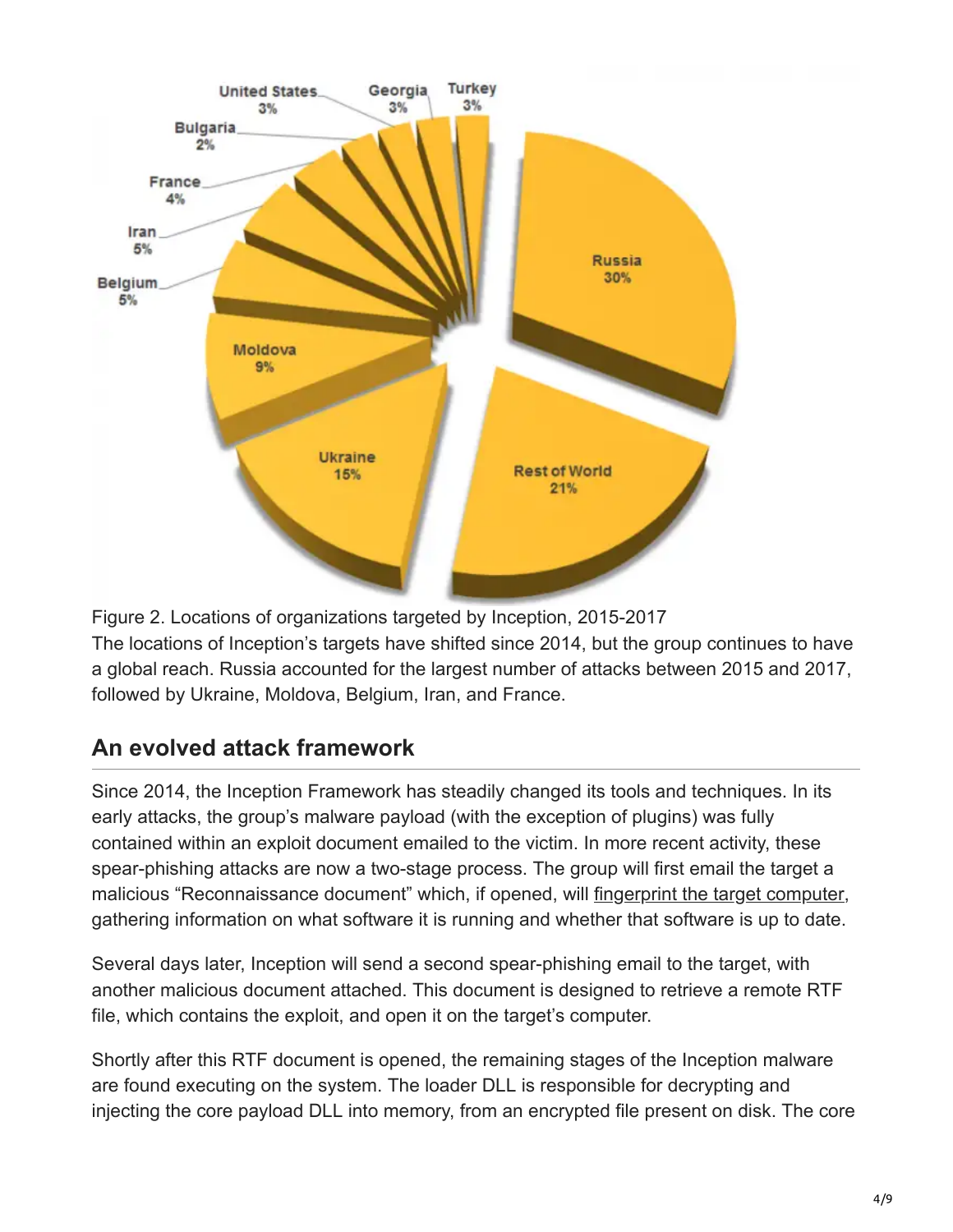Figure 2. Locations of organizations targeted by Inception, 2015-2017

The locations of Inception's targets have shifted since 2014, but the group continues to have a global reach. Russia accounted for the largest number of attacks between 2015 and 2017, followed by Ukraine, Moldova, Belgium, Iran, and France.

## An evolved attack framework

Since 2014, the Inception Framework has steadily changed its tools and techniques. In its early attacks, the group's malware payload (with the exception of plugins) was fully contained within an exploit document emailed to the victim. In more recent activity, these spear-phishing attacks are now a two-stage process. The group will first email the target a malicious "Reconnaissance document" which, if opened, will fingerprint the target computer, gathering information on what software it is running and whether that software is up to date.

Several days later, Inception will send a second spear-phishing email to the target, with another malicious document attached. This document is designed to retrieve a remote RTF file, which contains the exploit, and open it on the target's computer.

Shortly after this RTF document is opened, the remaining stages of the Inception malware are found executing on the system. The loader DLL is responsible for decrypting and injecting the core payload DLL into memory, from an encrypted file present on disk. The core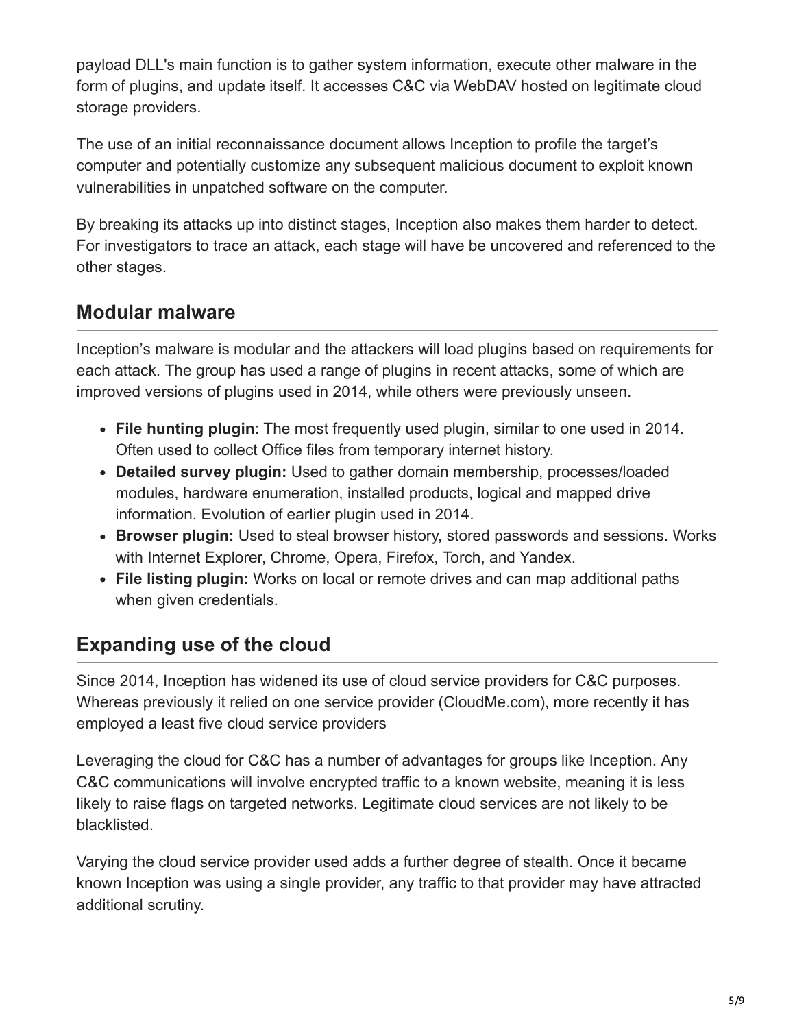payload DLL's main function is to gather system information, execute other malware in the form of plugins, and update itself. It accesses C&C via WebDAV hosted on legitimate cloud storage providers.

The use of an initial reconnaissance document allows Inception to profile the target's computer and potentially customize any subsequent malicious document to exploit known vulnerabilities in unpatched software on the computer.

By breaking its attacks up into distinct stages, Inception also makes them harder to detect. For investigators to trace an attack, each stage will have be uncovered and referenced to the other stages.

## Modular malware

Inception's malware is modular and the attackers will load plugins based on requirements for each attack. The group has used a range of plugins in recent attacks, some of which are improved versions of plugins used in 2014, while others were previously unseen.

- **File hunting plugin**: The most frequently used plugin, similar to one used in 2014. Often used to collect Office files from temporary internet history.
- **Detailed survey plugin:** Used to gather domain membership, processes/loaded modules, hardware enumeration, installed products, logical and mapped drive information. Evolution of earlier plugin used in 2014.
- **Browser plugin:** Used to steal browser history, stored passwords and sessions. Works with Internet Explorer, Chrome, Opera, Firefox, Torch, and Yandex.
- **File listing plugin:** Works on local or remote drives and can map additional paths when given credentials.

## Expanding use of the cloud

Since 2014, Inception has widened its use of cloud service providers for C&C purposes. Whereas previously it relied on one service provider (CloudMe.com), more recently it has employed a least five cloud service providers

Leveraging the cloud for C&C has a number of advantages for groups like Inception. Any C&C communications will involve encrypted traffic to a known website, meaning it is less likely to raise flags on targeted networks. Legitimate cloud services are not likely to be blacklisted.

Varying the cloud service provider used adds a further degree of stealth. Once it became known Inception was using a single provider, any traffic to that provider may have attracted additional scrutiny.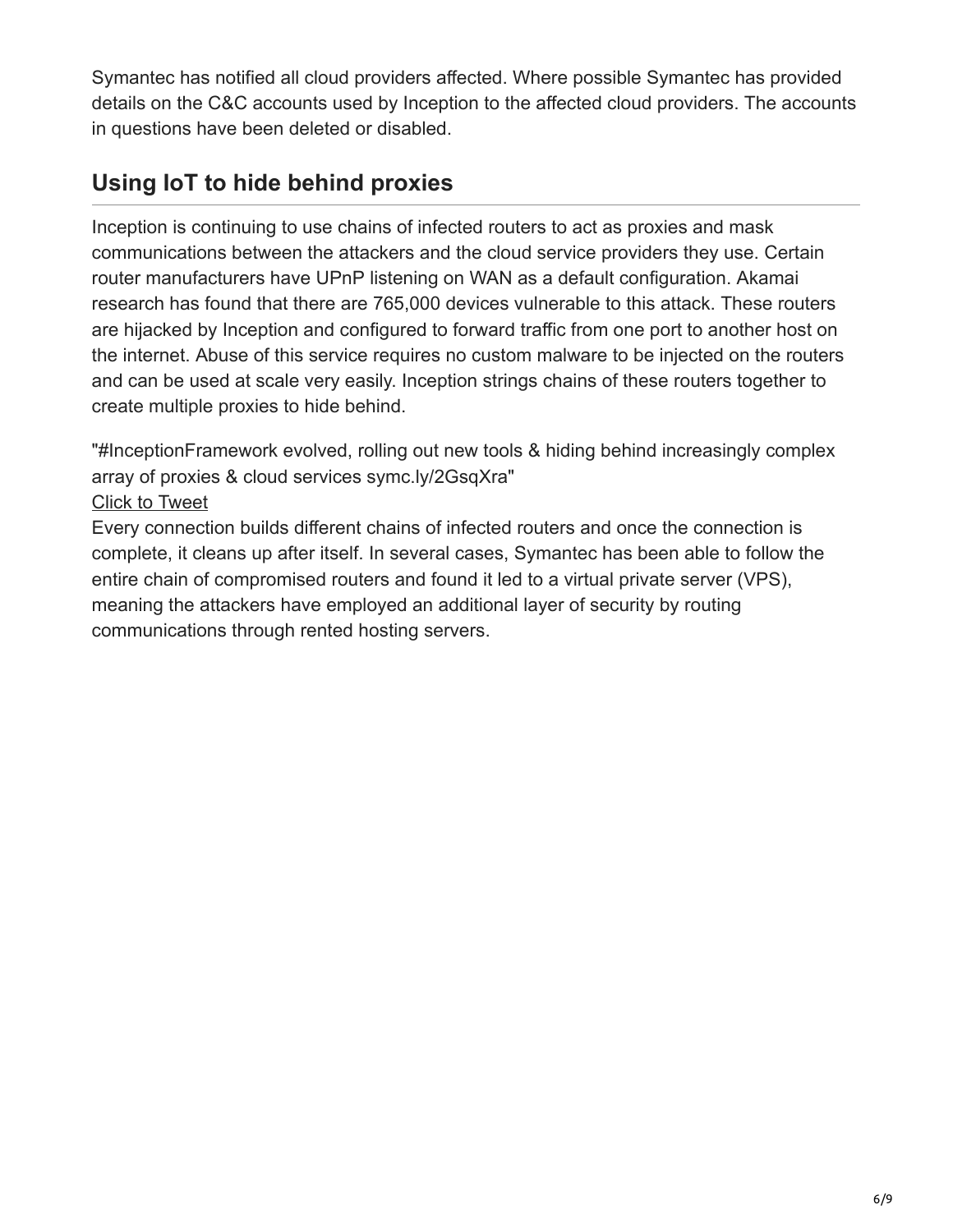Symantec has notified all cloud providers affected. Where possible Symantec has provided details on the C&C accounts used by Inception to the affected cloud providers. The accounts in questions have been deleted or disabled.

## Using IoT to hide behind proxies

Inception is continuing to use chains of infected routers to act as proxies and mask communications between the attackers and the cloud service providers they use. Certain router manufacturers have UPnP listening on WAN as a default configuration. Akamai research has found that there are 765,000 devices vulnerable to this attack. These routers are hijacked by Inception and configured to forward traffic from one port to another host on the internet. Abuse of this service requires no custom malware to be injected on the routers and can be used at scale very easily. Inception strings chains of these routers together to create multiple proxies to hide behind.

"#InceptionFramework evolved, rolling out new tools & hiding behind increasingly complex array of proxies & cloud services symc.ly/2GsqXra"

Click to Tweet

Every connection builds different chains of infected routers and once the connection is complete, it cleans up after itself. In several cases, Symantec has been able to follow the entire chain of compromised routers and found it led to a virtual private server (VPS), meaning the attackers have employed an additional layer of security by routing communications through rented hosting servers.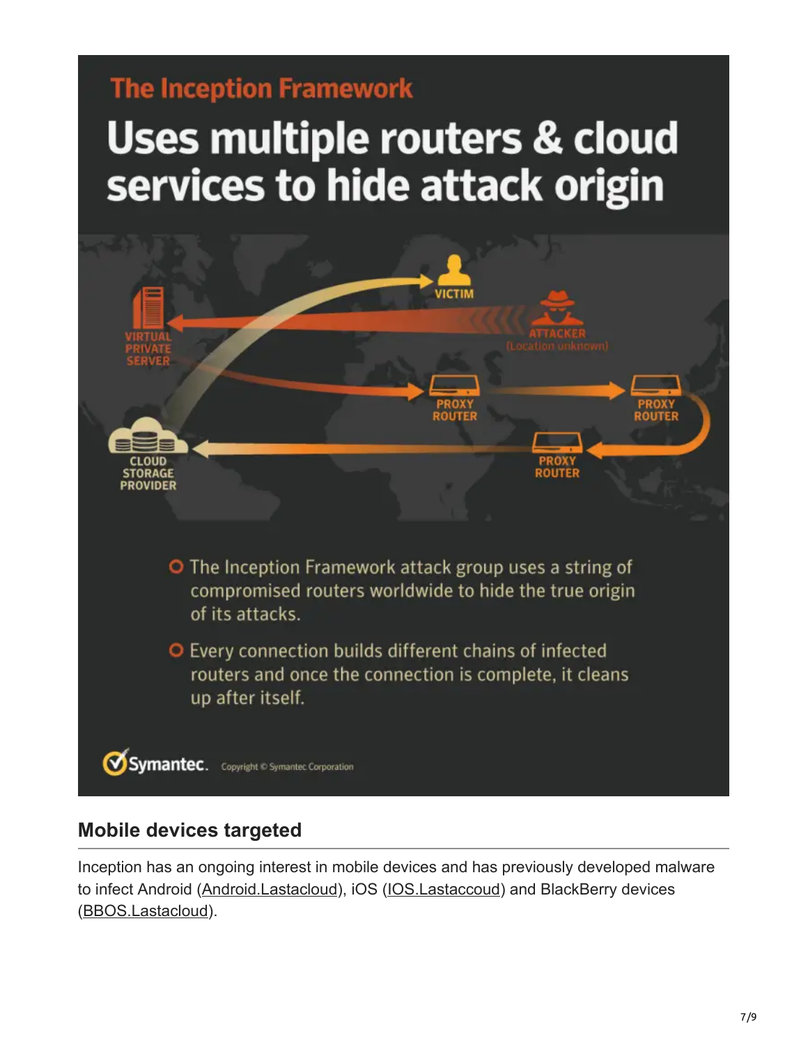## The Inception Framework

# Uses multiple routers & cloud services to hide attack origin

VICTIM

ATTACKER (Location unknown)

VIRTUAL PRIVATE SERVER

PROXY ROUTER

PROXY ROUTER

PROXY ROUTER

CLOUD STORAGE PROVIDER

- The Inception Framework attack group uses a string of compromised routers worldwide to hide the true origin of its attacks.
- Every connection builds different chains of infected routers and once the connection is complete, it cleans up after itself.

Symantec. Copyright © Symantec Corporation

## Mobile devices targeted

Inception has an ongoing interest in mobile devices and has previously developed malware to infect Android (Android.Lastacloud), iOS (IOS.Lastaccoud) and BlackBerry devices (BBOS.Lastacloud).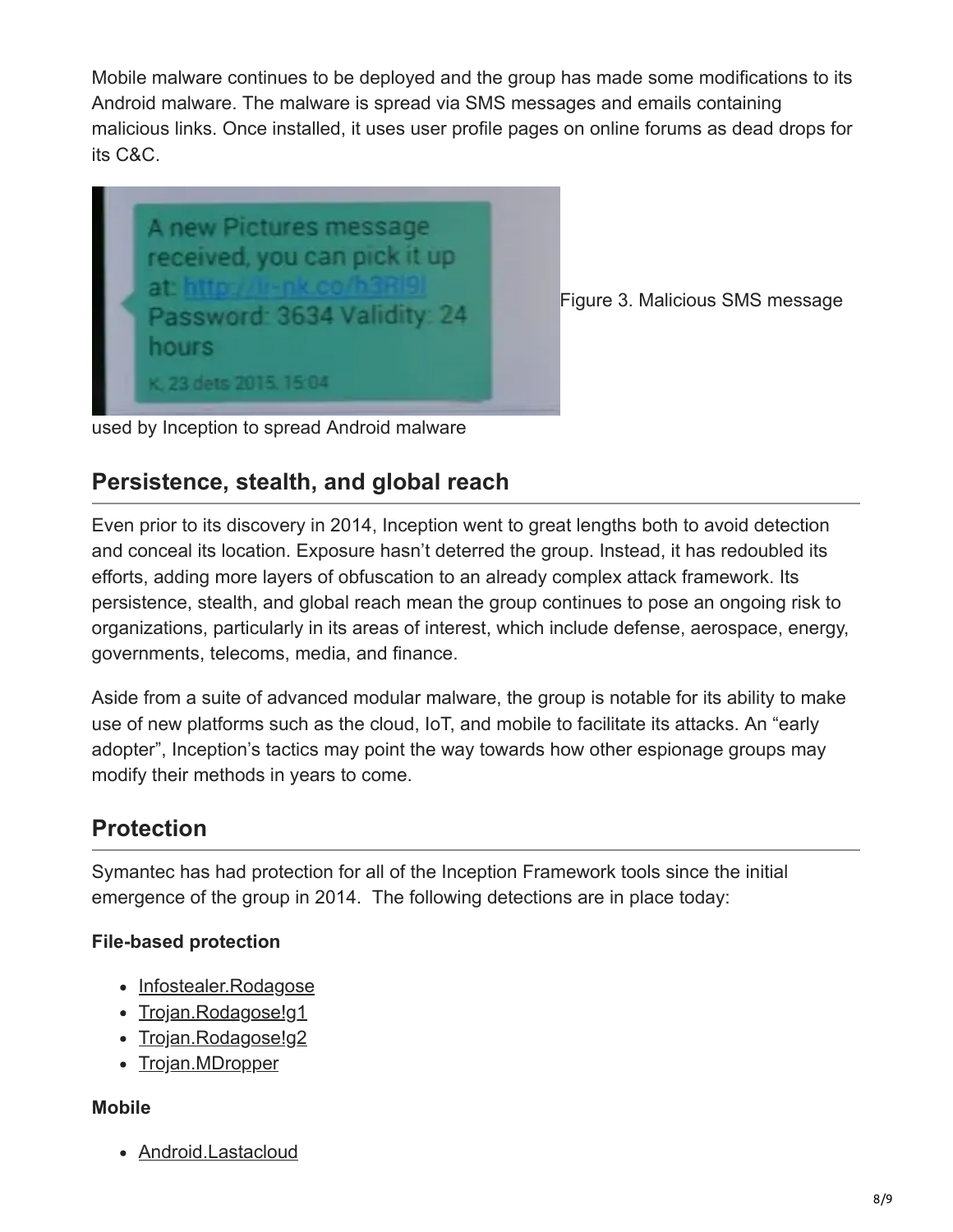Mobile malware continues to be deployed and the group has made some modifications to its Android malware. The malware is spread via SMS messages and emails containing malicious links. Once installed, it uses user profile pages on online forums as dead drops for its C&C.

Figure 3. Malicious SMS message used by Inception to spread Android malware

## Persistence, stealth, and global reach

Even prior to its discovery in 2014, Inception went to great lengths both to avoid detection and conceal its location. Exposure hasn't deterred the group. Instead, it has redoubled its efforts, adding more layers of obfuscation to an already complex attack framework. Its persistence, stealth, and global reach mean the group continues to pose an ongoing risk to organizations, particularly in its areas of interest, which include defense, aerospace, energy, governments, telecoms, media, and finance.

Aside from a suite of advanced modular malware, the group is notable for its ability to make use of new platforms such as the cloud, IoT, and mobile to facilitate its attacks. An "early adopter", Inception's tactics may point the way towards how other espionage groups may modify their methods in years to come.

## Protection

Symantec has had protection for all of the Inception Framework tools since the initial emergence of the group in 2014. The following detections are in place today:

**File-based protection**

- Infostealer.Rodagose
- Trojan.Rodagose!g1
- Trojan.Rodagose!g2
- Trojan.MDropper

**Mobile**

- Android.Lastacloud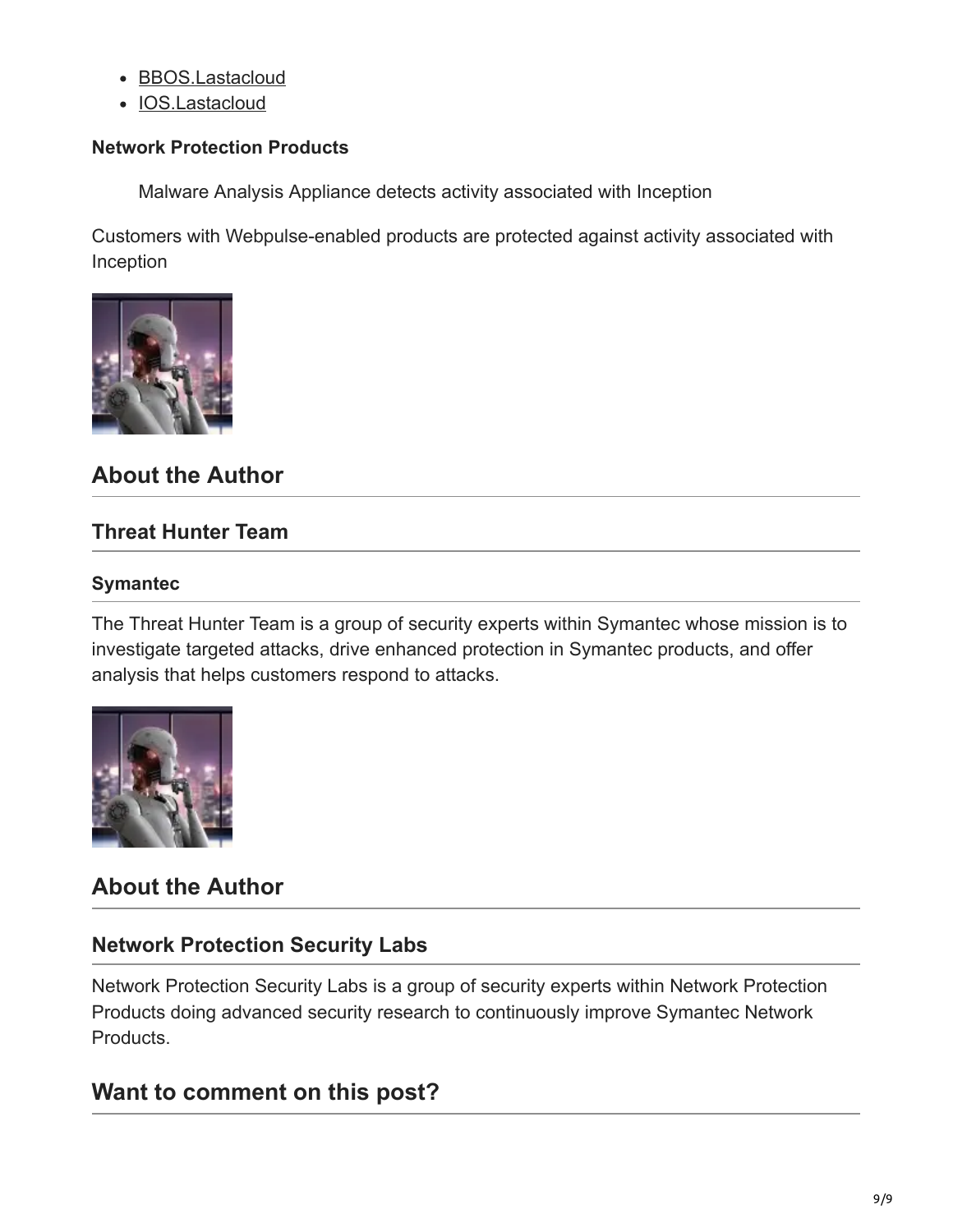- BBOS.Lastacloud
- IOS.Lastacloud

**Network Protection Products**

Malware Analysis Appliance detects activity associated with Inception

Customers with Webpulse-enabled products are protected against activity associated with Inception

## About the Author

### Threat Hunter Team

#### Symantec

The Threat Hunter Team is a group of security experts within Symantec whose mission is to investigate targeted attacks, drive enhanced protection in Symantec products, and offer analysis that helps customers respond to attacks.

## About the Author

### Network Protection Security Labs

Network Protection Security Labs is a group of security experts within Network Protection Products doing advanced security research to continuously improve Symantec Network Products.

## Want to comment on this post?